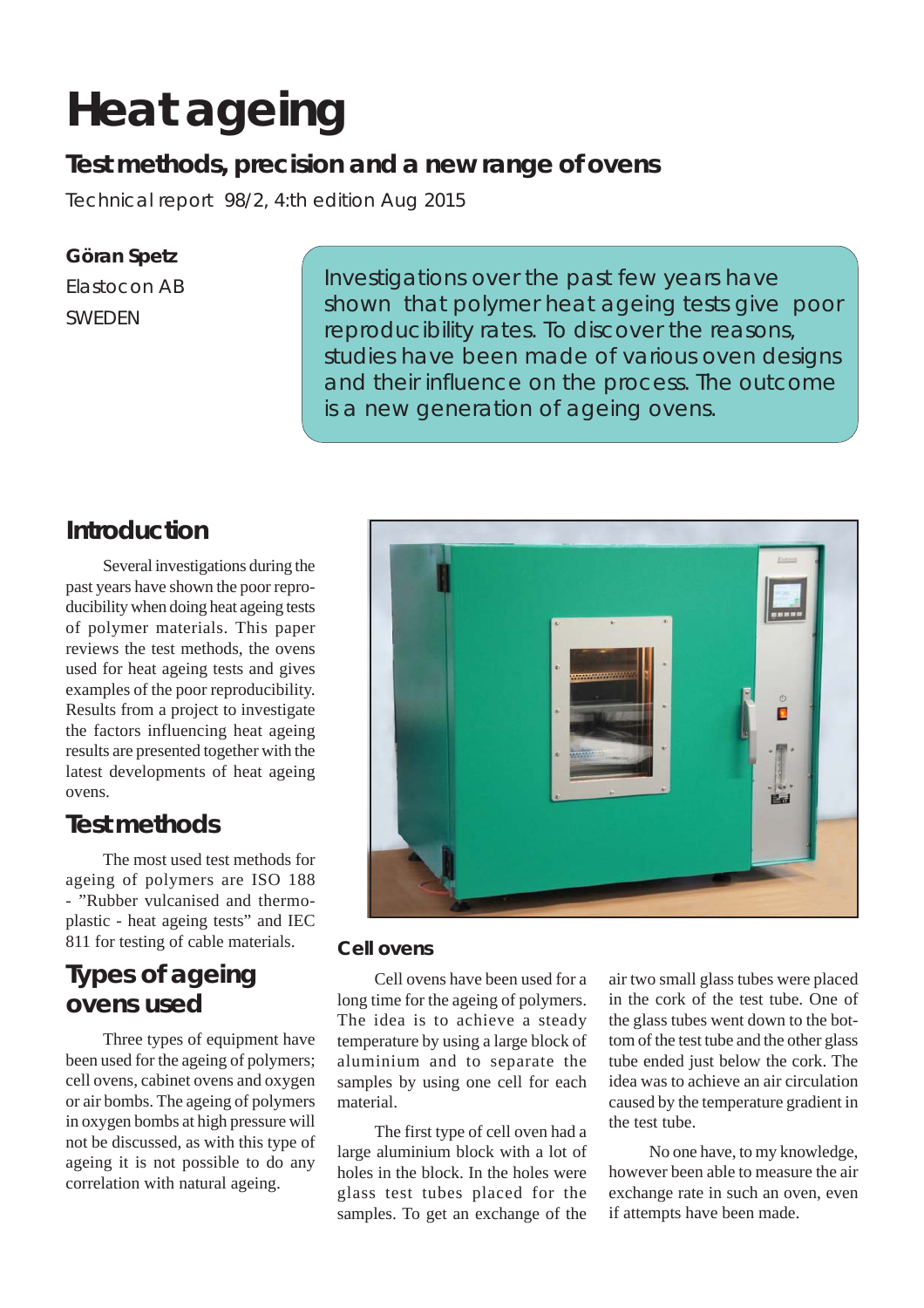# Heat ageing

## Test methods, precision and a new range of ovens

Technical report 98/2, 4:th edition Aug 2015

**Göran Spetz**

Elastocon AB

SWEDEN

Investigations over the past few years have shown that polymer heat ageing tests give poor reproducibility rates. To discover the reasons, studies have been made of various oven designs and their influence on the process. The outcome is a new generation of ageing ovens.

## Introduction

Several investigations during the past years have shown the poor reproducibility when doing heat ageing tests of polymer materials. This paper reviews the test methods, the ovens used for heat ageing tests and gives examples of the poor reproducibility. Results from a project to investigate the factors influencing heat ageing results are presented together with the latest developments of heat ageing ovens.

## Test methods

The most used test methods for ageing of polymers are ISO 188 - "Rubber vulcanised and thermoplastic - heat ageing tests" and IEC 811 for testing of cable materials.

## Types of ageing ovens used

Three types of equipment have been used for the ageing of polymers; cell ovens, cabinet ovens and oxygen or air bombs. The ageing of polymers in oxygen bombs at high pressure will not be discussed, as with this type of ageing it is not possible to do any correlation with natural ageing.

### Cell ovens

Cell ovens have been used for a long time for the ageing of polymers. The idea is to achieve a steady temperature by using a large block of aluminium and to separate the samples by using one cell for each material.

The first type of cell oven had a large aluminium block with a lot of holes in the block. In the holes were glass test tubes placed for the samples. To get an exchange of the air two small glass tubes were placed in the cork of the test tube. One of the glass tubes went down to the bottom of the test tube and the other glass tube ended just below the cork. The idea was to achieve an air circulation caused by the temperature gradient in the test tube.

No one have, to my knowledge, however been able to measure the air exchange rate in such an oven, even if attempts have been made.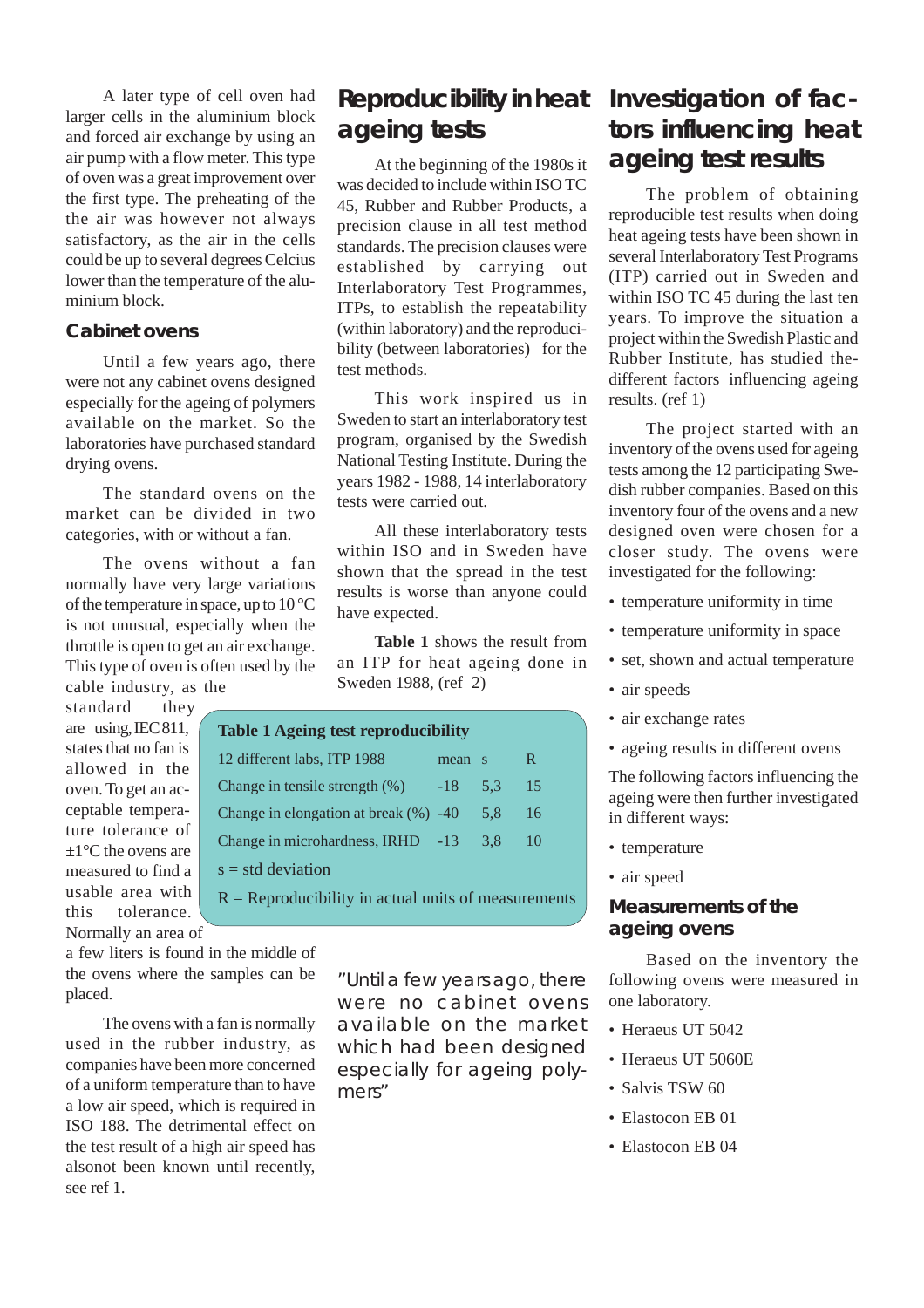A later type of cell oven had larger cells in the aluminium block and forced air exchange by using an air pump with a flow meter. This type of oven was a great improvement over the first type. The preheating of the the air was however not always satisfactory, as the air in the cells could be up to several degrees Celcius lower than the temperature of the aluminium block.

### Cabinet ovens

Until a few years ago, there were not any cabinet ovens designed especially for the ageing of polymers available on the market. So the laboratories have purchased standard drying ovens.

The standard ovens on the market can be divided in two categories, with or without a fan.

The ovens without a fan normally have very large variations of the temperature in space, up to 10 °C is not unusual, especially when the throttle is open to get an air exchange. This type of oven is often used by the cable industry, as the standard they are using, IEC 811, states that no fan is allowed in the oven. To get an acceptable temperature tolerance of ±1°C the ovens are measured to find a usable area with this tolerance. Normally an area of a few liters is found in the middle of the ovens where the samples can be placed.

The ovens with a fan is normally used in the rubber industry, as companies have been more concerned of a uniform temperature than to have a low air speed, which is required in ISO 188. The detrimental effect on the test result of a high air speed has alsonot been known until recently, see ref 1.

## Reproducibility in heat ageing tests

At the beginning of the 1980s it was decided to include within ISO TC 45, Rubber and Rubber Products, a precision clause in all test method standards. The precision clauses were established by carrying out Interlaboratory Test Programmes, ITPs, to establish the repeatability (within laboratory) and the reproducibility (between laboratories) for the test methods.

This work inspired us in Sweden to start an interlaboratory test program, organised by the Swedish National Testing Institute. During the years 1982 - 1988, 14 interlaboratory tests were carried out.

All these interlaboratory tests within ISO and in Sweden have shown that the spread in the test results is worse than anyone could have expected.

**Table 1** shows the result from an ITP for heat ageing done in Sweden 1988, (ref 2)

**Table 1 Ageing test reproducibility**

| 12 different labs, ITP 1988 | mean | s | R |
|---|---|---|---|
| Change in tensile strength (%) | -18 | 5,3 | 15 |
| Change in elongation at break (%) | -40 | 5,8 | 16 |
| Change in microhardness, IRHD | -13 | 3,8 | 10 |

s = std deviation

R = Reproducibility in actual units of measurements

"Until a few years ago, there were no cabinet ovens available on the market which had been designed especially for ageing polymers"

## Investigation of factors influencing heat ageing test results

The problem of obtaining reproducible test results when doing heat ageing tests have been shown in several Interlaboratory Test Programs (ITP) carried out in Sweden and within ISO TC 45 during the last ten years. To improve the situation a project within the Swedish Plastic and Rubber Institute, has studied the different factors influencing ageing results. (ref 1)

The project started with an inventory of the ovens used for ageing tests among the 12 participating Swedish rubber companies. Based on this inventory four of the ovens and a new designed oven were chosen for a closer study. The ovens were investigated for the following:

- temperature uniformity in time
- temperature uniformity in space
- set, shown and actual temperature
- air speeds
- air exchange rates
- ageing results in different ovens

The following factors influencing the ageing were then further investigated in different ways:

- temperature
- air speed

### Measurements of the ageing ovens

Based on the inventory the following ovens were measured in one laboratory.

- Heraeus UT 5042
- Heraeus UT 5060E
- Salvis TSW 60
- Elastocon EB 01
- Elastocon EB 04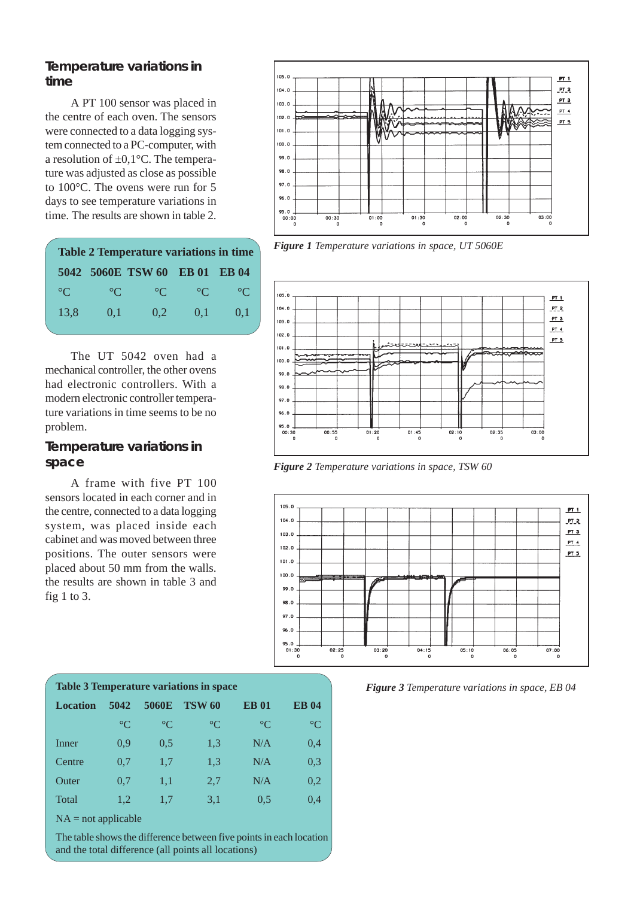## Temperature variations in time

A PT 100 sensor was placed in the centre of each oven. The sensors were connected to a data logging system connected to a PC-computer, with a resolution of ±0,1°C. The temperature was adjusted as close as possible to 100°C. The ovens were run for 5 days to see temperature variations in time. The results are shown in table 2.

**Table 2 Temperature variations in time**

| 5042 | 5060E | TSW 60 | EB 01 | EB 04 |
|---|---|---|---|---|
| °C | °C | °C | °C | °C |
| 13,8 | 0,1 | 0,2 | 0,1 | 0,1 |

The UT 5042 oven had a mechanical controller, the other ovens had electronic controllers. With a modern electronic controller temperature variations in time seems to be no problem.

## Temperature variations in space

A frame with five PT 100 sensors located in each corner and in the centre, connected to a data logging system, was placed inside each cabinet and was moved between three positions. The outer sensors were placed about 50 mm from the walls. the results are shown in table 3 and fig 1 to 3.

***Figure 1*** *Temperature variations in space, UT 5060E*

***Figure 2*** *Temperature variations in space, TSW 60*

***Figure 3*** *Temperature variations in space, EB 04*

**Table 3 Temperature variations in space**

| Location | 5042 | 5060E | TSW 60 | EB 01 | EB 04 |
|---|---|---|---|---|---|
| | °C | °C | °C | °C | °C |
| Inner | 0,9 | 0,5 | 1,3 | N/A | 0,4 |
| Centre | 0,7 | 1,7 | 1,3 | N/A | 0,3 |
| Outer | 0,7 | 1,1 | 2,7 | N/A | 0,2 |
| Total | 1,2 | 1,7 | 3,1 | 0,5 | 0,4 |

NA = not applicable

The table shows the difference between five points in each location and the total difference (all points all locations)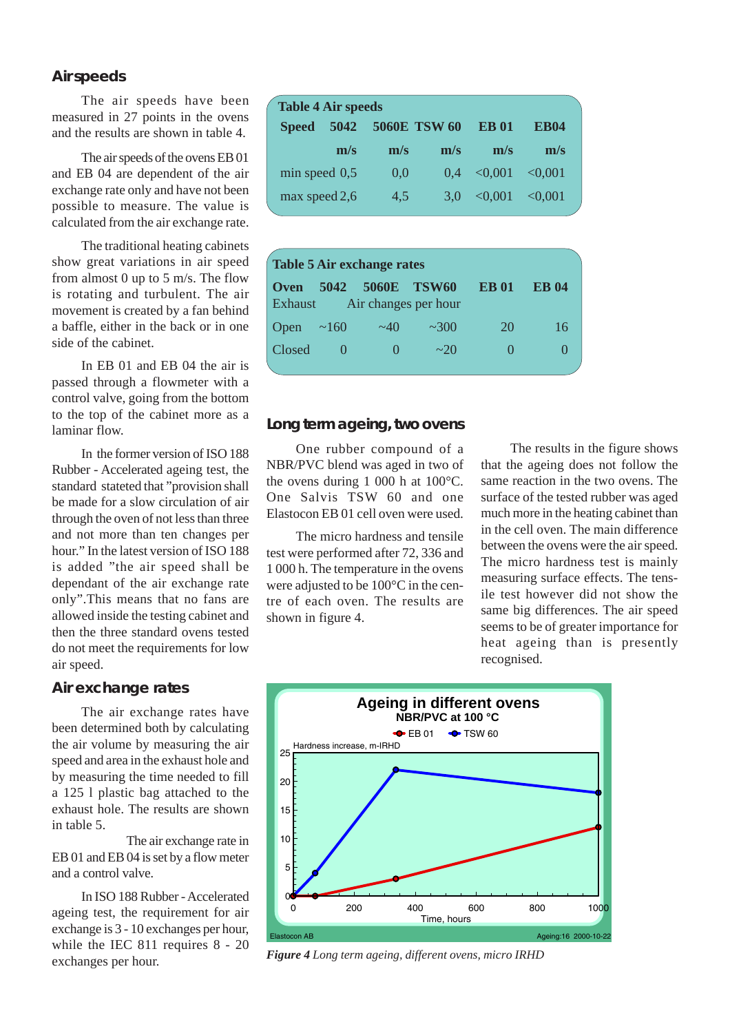## Airspeeds

The air speeds have been measured in 27 points in the ovens and the results are shown in table 4.

The air speeds of the ovens EB 01 and EB 04 are dependent of the air exchange rate only and have not been possible to measure. The value is calculated from the air exchange rate.

The traditional heating cabinets show great variations in air speed from almost 0 up to 5 m/s. The flow is rotating and turbulent. The air movement is created by a fan behind a baffle, either in the back or in one side of the cabinet.

In EB 01 and EB 04 the air is passed through a flowmeter with a control valve, going from the bottom to the top of the cabinet more as a laminar flow.

In the former version of ISO 188 Rubber - Accelerated ageing test, the standard stateted that "provision shall be made for a slow circulation of air through the oven of not less than three and not more than ten changes per hour." In the latest version of ISO 188 is added "the air speed shall be dependant of the air exchange rate only".This means that no fans are allowed inside the testing cabinet and then the three standard ovens tested do not meet the requirements for low air speed.

## Air exchange rates

The air exchange rates have been determined both by calculating the air volume by measuring the air speed and area in the exhaust hole and by measuring the time needed to fill a 125 l plastic bag attached to the exhaust hole. The results are shown in table 5.

The air exchange rate in EB 01 and EB 04 is set by a flow meter and a control valve.

In ISO 188 Rubber - Accelerated ageing test, the requirement for air exchange is 3 - 10 exchanges per hour, while the IEC 811 requires 8 - 20 exchanges per hour.

**Table 4 Air speeds**

| Speed | 5042 | 5060E | TSW 60 | EB 01 | EB04 |
|---|---|---|---|---|---|
| | m/s | m/s | m/s | m/s | m/s |
| min speed | 0,5 | 0,0 | 0,4 | <0,001 | <0,001 |
| max speed | 2,6 | 4,5 | 3,0 | <0,001 | <0,001 |

**Table 5 Air exchange rates**

| Oven | 5042 | 5060E | TSW60 | EB 01 | EB 04 |
|---|---|---|---|---|---|
| Exhaust | Air changes per hour | | | | |
| Open | ~160 | ~40 | ~300 | 20 | 16 |
| Closed | 0 | 0 | ~20 | 0 | 0 |

## Long term ageing, two ovens

One rubber compound of a NBR/PVC blend was aged in two of the ovens during 1 000 h at 100°C. One Salvis TSW 60 and one Elastocon EB 01 cell oven were used.

The micro hardness and tensile test were performed after 72, 336 and 1 000 h. The temperature in the ovens were adjusted to be 100°C in the centre of each oven. The results are shown in figure 4.

The results in the figure shows that the ageing does not follow the same reaction in the two ovens. The surface of the tested rubber was aged much more in the heating cabinet than in the cell oven. The main difference between the ovens were the air speed. The micro hardness test is mainly measuring surface effects. The tensile test however did not show the same big differences. The air speed seems to be of greater importance for heat ageing than is presently recognised.

**Ageing in different ovens**
**NBR/PVC at 100 °C**

| Time, hours | EB 01 (Hardness increase, m-IRHD) | TSW 60 (Hardness increase, m-IRHD) |
|---|---|---|
| 0 | 0 | 0 |
| 72 | 0 | 4 |
| 336 | 3 | 22 |
| 1000 | 12 | 18 |

Elastocon AB — Ageing:16 2000-10-22

*Figure 4* Long term ageing, different ovens, micro IRHD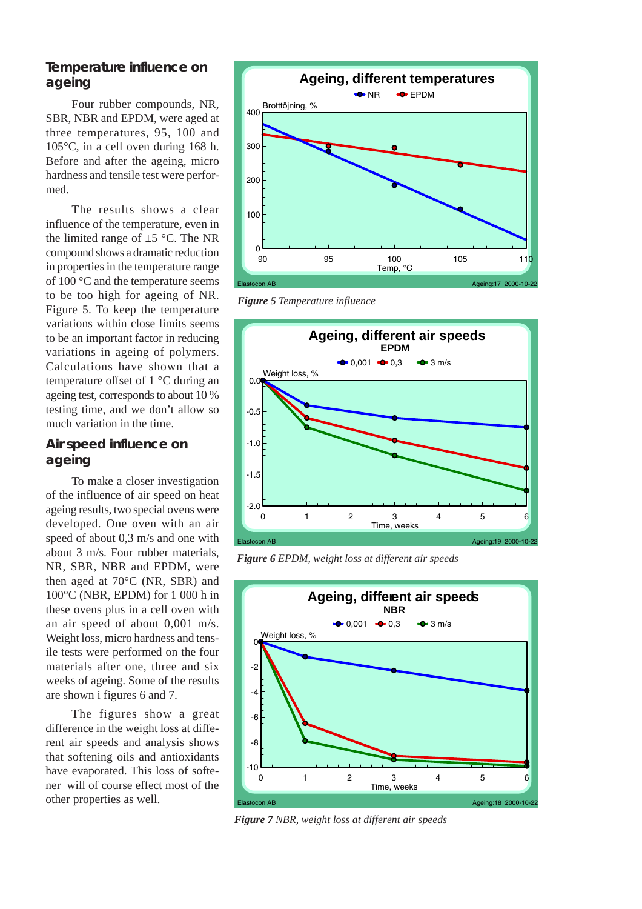## Temperature influence on ageing

Four rubber compounds, NR, SBR, NBR and EPDM, were aged at three temperatures, 95, 100 and 105°C, in a cell oven during 168 h. Before and after the ageing, micro hardness and tensile test were performed.

The results shows a clear influence of the temperature, even in the limited range of ±5 °C. The NR compound shows a dramatic reduction in properties in the temperature range of 100 °C and the temperature seems to be too high for ageing of NR. Figure 5. To keep the temperature variations within close limits seems to be an important factor in reducing variations in ageing of polymers. Calculations have shown that a temperature offset of 1 °C during an ageing test, corresponds to about 10 % testing time, and we don't allow so much variation in the time.

## Air speed influence on ageing

To make a closer investigation of the influence of air speed on heat ageing results, two special ovens were developed. One oven with an air speed of about 0,3 m/s and one with about 3 m/s. Four rubber materials, NR, SBR, NBR and EPDM, were then aged at 70°C (NR, SBR) and 100°C (NBR, EPDM) for 1 000 h in these ovens plus in a cell oven with an air speed of about 0,001 m/s. Weight loss, micro hardness and tensile tests were performed on the four materials after one, three and six weeks of ageing. Some of the results are shown i figures 6 and 7.

The figures show a great difference in the weight loss at different air speeds and analysis shows that softening oils and antioxidants have evaporated. This loss of softener will of course effect most of the other properties as well.

***Figure 5*** *Temperature influence*

***Figure 6*** *EPDM, weight loss at different air speeds*

***Figure 7*** *NBR, weight loss at different air speeds*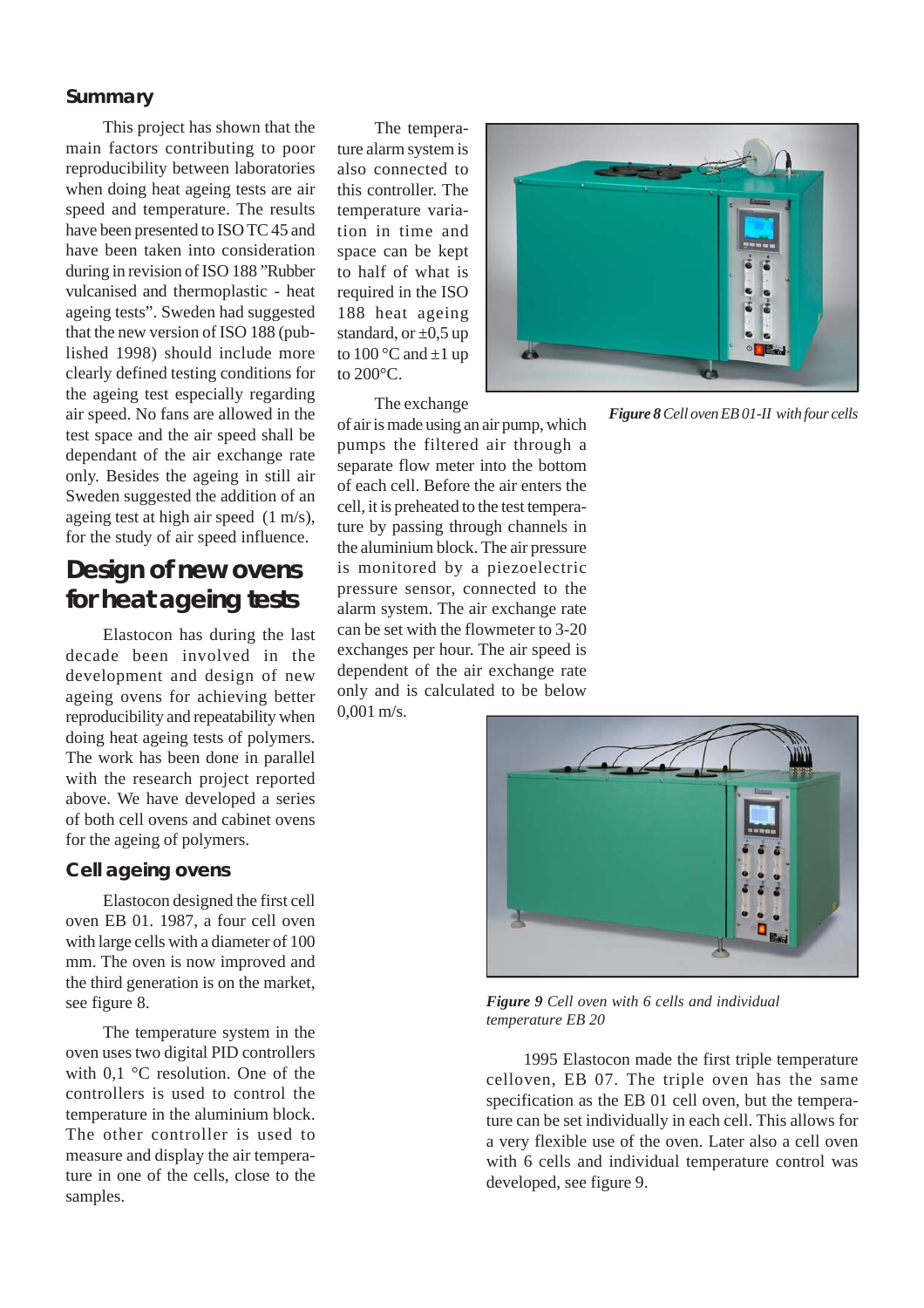### Summary

This project has shown that the main factors contributing to poor reproducibility between laboratories when doing heat ageing tests are air speed and temperature. The results have been presented to ISO TC 45 and have been taken into consideration during in revision of ISO 188 ”Rubber vulcanised and thermoplastic - heat ageing tests”. Sweden had suggested that the new version of ISO 188 (published 1998) should include more clearly defined testing conditions for the ageing test especially regarding air speed. No fans are allowed in the test space and the air speed shall be dependant of the air exchange rate only. Besides the ageing in still air Sweden suggested the addition of an ageing test at high air speed (1 m/s), for the study of air speed influence.

## Design of new ovens for heat ageing tests

Elastocon has during the last decade been involved in the development and design of new ageing ovens for achieving better reproducibility and repeatability when doing heat ageing tests of polymers. The work has been done in parallel with the research project reported above. We have developed a series of both cell ovens and cabinet ovens for the ageing of polymers.

### Cell ageing ovens

Elastocon designed the first cell oven EB 01. 1987, a four cell oven with large cells with a diameter of 100 mm. The oven is now improved and the third generation is on the market, see figure 8.

The temperature system in the oven uses two digital PID controllers with 0,1 °C resolution. One of the controllers is used to control the temperature in the aluminium block. The other controller is used to measure and display the air temperature in one of the cells, close to the samples.

The temperature alarm system is also connected to this controller. The temperature variation in time and space can be kept to half of what is required in the ISO 188 heat ageing standard, or ±0,5 up to 100 °C and ±1 up to 200°C.

The exchange of air is made using an air pump, which pumps the filtered air through a separate flow meter into the bottom of each cell. Before the air enters the cell, it is preheated to the test temperature by passing through channels in the aluminium block. The air pressure is monitored by a piezoelectric pressure sensor, connected to the alarm system. The air exchange rate can be set with the flowmeter to 3-20 exchanges per hour. The air speed is dependent of the air exchange rate only and is calculated to be below 0,001 m/s.

***Figure 8*** *Cell oven EB 01-II with four cells*

***Figure 9*** *Cell oven with 6 cells and individual temperature EB 20*

1995 Elastocon made the first triple temperature celloven, EB 07. The triple oven has the same specification as the EB 01 cell oven, but the temperature can be set individually in each cell. This allows for a very flexible use of the oven. Later also a cell oven with 6 cells and individual temperature control was developed, see figure 9.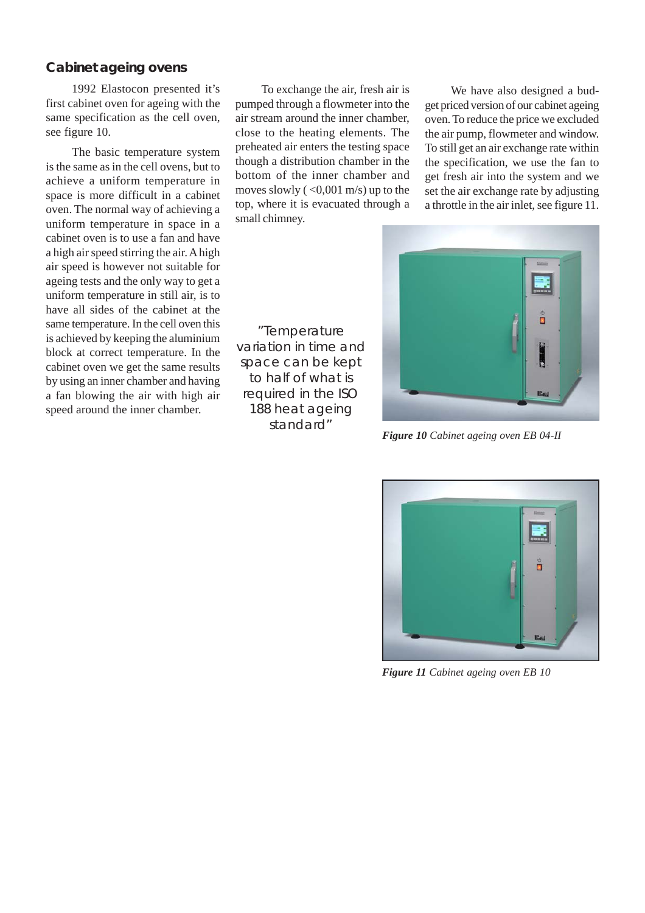## Cabinet ageing ovens

1992 Elastocon presented it's first cabinet oven for ageing with the same specification as the cell oven, see figure 10.

The basic temperature system is the same as in the cell ovens, but to achieve a uniform temperature in space is more difficult in a cabinet oven. The normal way of achieving a uniform temperature in space in a cabinet oven is to use a fan and have a high air speed stirring the air. A high air speed is however not suitable for ageing tests and the only way to get a uniform temperature in still air, is to have all sides of the cabinet at the same temperature. In the cell oven this is achieved by keeping the aluminium block at correct temperature. In the cabinet oven we get the same results by using an inner chamber and having a fan blowing the air with high air speed around the inner chamber.

To exchange the air, fresh air is pumped through a flowmeter into the air stream around the inner chamber, close to the heating elements. The preheated air enters the testing space though a distribution chamber in the bottom of the inner chamber and moves slowly ( <0,001 m/s) up to the top, where it is evacuated through a small chimney.

We have also designed a budget priced version of our cabinet ageing oven. To reduce the price we excluded the air pump, flowmeter and window. To still get an air exchange rate within the specification, we use the fan to get fresh air into the system and we set the air exchange rate by adjusting a throttle in the air inlet, see figure 11.

"Temperature variation in time and space can be kept to half of what is required in the ISO 188 heat ageing standard"

***Figure 10*** *Cabinet ageing oven EB 04-II*

***Figure 11*** *Cabinet ageing oven EB 10*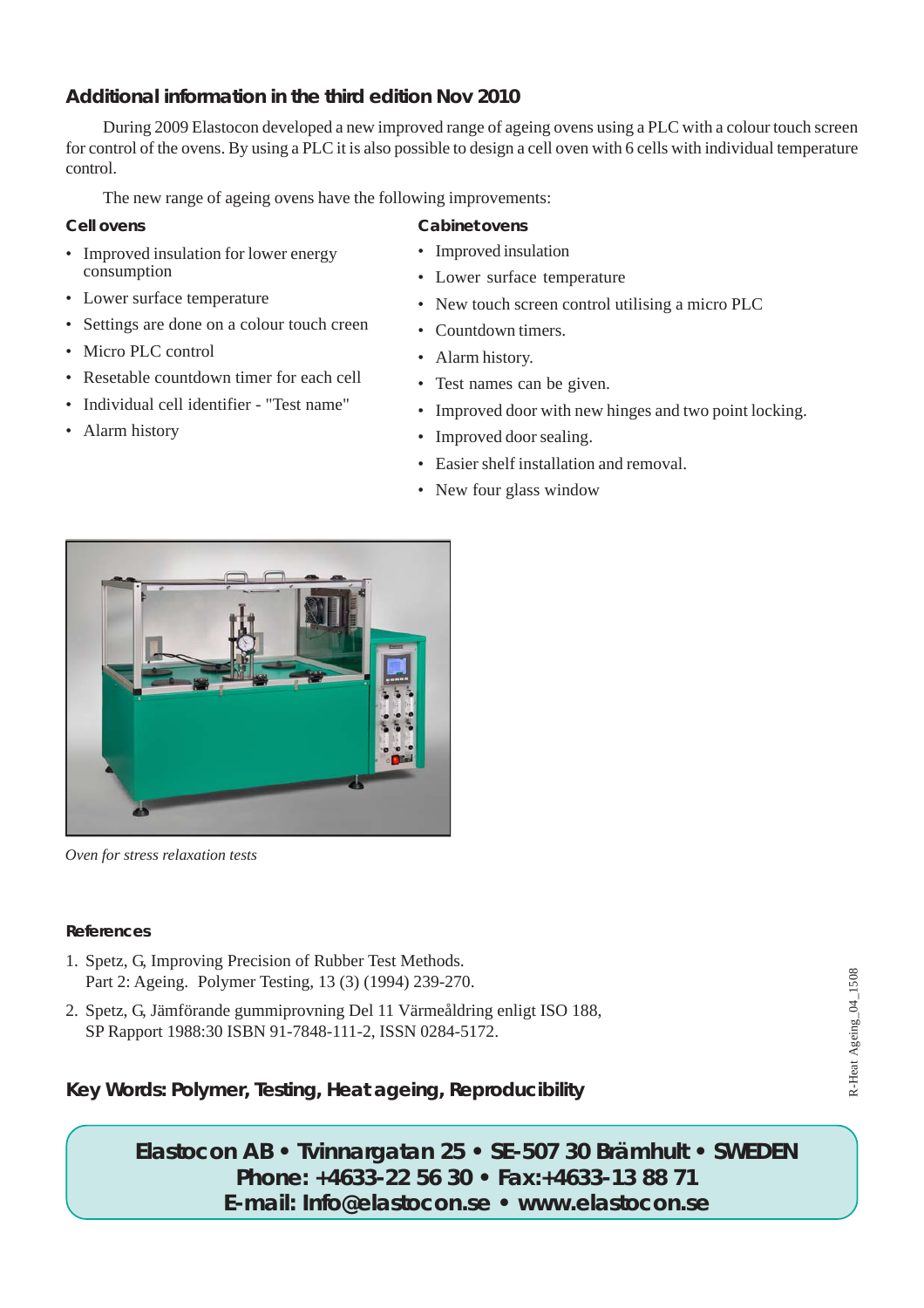## Additional information in the third edition Nov 2010

During 2009 Elastocon developed a new improved range of ageing ovens using a PLC with a colour touch screen for control of the ovens. By using a PLC it is also possible to design a cell oven with 6 cells with individual temperature control.

The new range of ageing ovens have the following improvements:

### Cell ovens

- Improved insulation for lower energy consumption
- Lower surface temperature
- Settings are done on a colour touch creen
- Micro PLC control
- Resetable countdown timer for each cell
- Individual cell identifier - "Test name"
- Alarm history

### Cabinet ovens

- Improved insulation
- Lower surface temperature
- New touch screen control utilising a micro PLC
- Countdown timers.
- Alarm history.
- Test names can be given.
- Improved door with new hinges and two point locking.
- Improved door sealing.
- Easier shelf installation and removal.
- New four glass window

*Oven for stress relaxation tests*

### References

1. Spetz, G, Improving Precision of Rubber Test Methods. Part 2: Ageing. Polymer Testing, 13 (3) (1994) 239-270.
2. Spetz, G, Jämförande gummiprovning Del 11 Värmeåldring enligt ISO 188, SP Rapport 1988:30 ISBN 91-7848-111-2, ISSN 0284-5172.

R-Heat Ageing_04_1508

**Key Words: Polymer, Testing, Heat ageing, Reproducibility**

**Elastocon AB • Tvinnargatan 25 • SE-507 30 Brämhult • SWEDEN**
**Phone: +4633-22 56 30 • Fax:+4633-13 88 71**
**E-mail: Info@elastocon.se • www.elastocon.se**